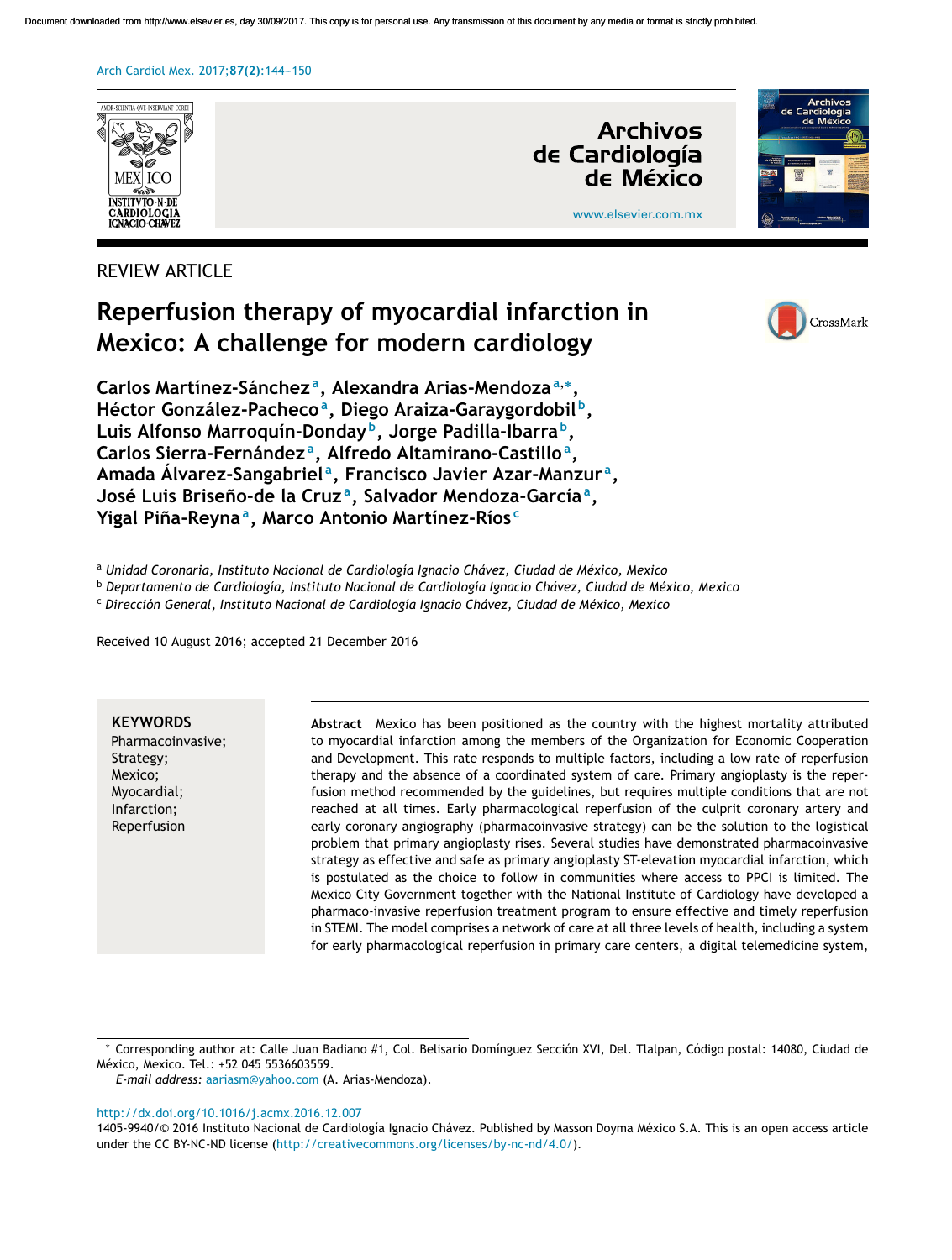REVIEW ARTICLE

# Reperfusion therapy of myocardial infarction in Mexico: A challenge for modern cardiology

Carlos Martínez-Sánchez[a], Alexandra Arias-Mendoza[a,*], Héctor González-Pacheco[a], Diego Araiza-Garaygordobil[b], Luis Alfonso Marroquín-Donday[b], Jorge Padilla-Ibarra[b], Carlos Sierra-Fernández[a], Alfredo Altamirano-Castillo[a], Amada Álvarez-Sangabriel[a], Francisco Javier Azar-Manzur[a], José Luis Briseño-de la Cruz[a], Salvador Mendoza-García[a], Yigal Piña-Reyna[a], Marco Antonio Martínez-Ríos[c]

[a] *Unidad Coronaria, Instituto Nacional de Cardiología Ignacio Chávez, Ciudad de México, Mexico*
[b] *Departamento de Cardiología, Instituto Nacional de Cardiología Ignacio Chávez, Ciudad de México, Mexico*
[c] *Dirección General, Instituto Nacional de Cardiología Ignacio Chávez, Ciudad de México, Mexico*

Received 10 August 2016; accepted 21 December 2016

**KEYWORDS**
Pharmacoinvasive;
Strategy;
Mexico;
Myocardial;
Infarction;
Reperfusion

**Abstract** Mexico has been positioned as the country with the highest mortality attributed to myocardial infarction among the members of the Organization for Economic Cooperation and Development. This rate responds to multiple factors, including a low rate of reperfusion therapy and the absence of a coordinated system of care. Primary angioplasty is the reperfusion method recommended by the guidelines, but requires multiple conditions that are not reached at all times. Early pharmacological reperfusion of the culprit coronary artery and early coronary angiography (pharmacoinvasive strategy) can be the solution to the logistical problem that primary angioplasty rises. Several studies have demonstrated pharmacoinvasive strategy as effective and safe as primary angioplasty ST-elevation myocardial infarction, which is postulated as the choice to follow in communities where access to PPCI is limited. The Mexico City Government together with the National Institute of Cardiology have developed a pharmaco-invasive reperfusion treatment program to ensure effective and timely reperfusion in STEMI. The model comprises a network of care at all three levels of health, including a system for early pharmacological reperfusion in primary care centers, a digital telemedicine system,

* Corresponding author at: Calle Juan Badiano #1, Col. Belisario Domínguez Sección XVI, Del. Tlalpan, Código postal: 14080, Ciudad de México, Mexico. Tel.: +52 045 5536603559.
*E-mail address:* aariasm@yahoo.com (A. Arias-Mendoza).

http://dx.doi.org/10.1016/j.acmx.2016.12.007
1405-9940/© 2016 Instituto Nacional de Cardiología Ignacio Chávez. Published by Masson Doyma México S.A. This is an open access article under the CC BY-NC-ND license (http://creativecommons.org/licenses/by-nc-nd/4.0/).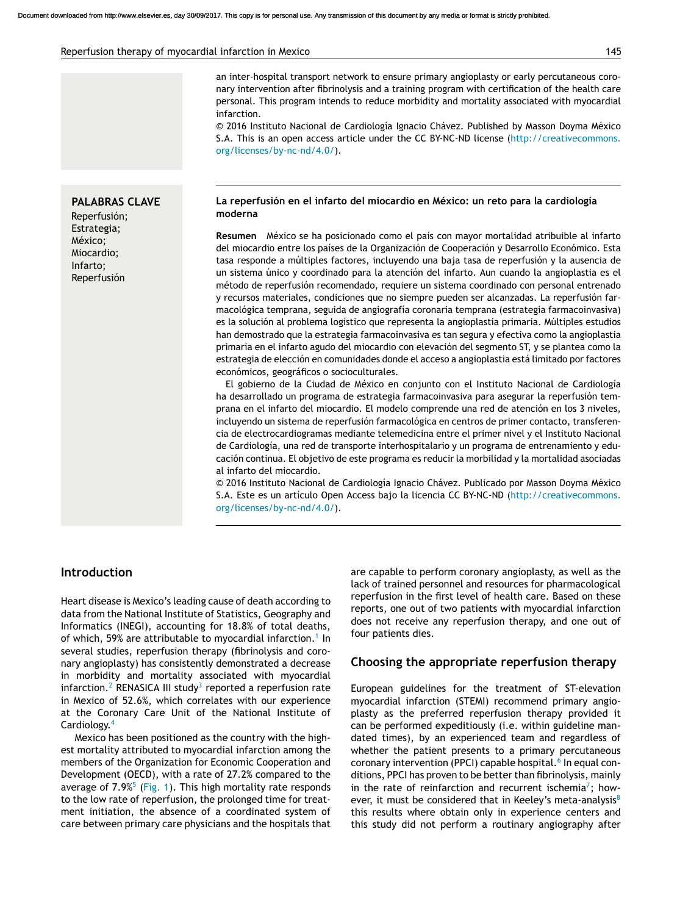an inter-hospital transport network to ensure primary angioplasty or early percutaneous coronary intervention after fibrinolysis and a training program with certification of the health care personal. This program intends to reduce morbidity and mortality associated with myocardial infarction.

© 2016 Instituto Nacional de Cardiología Ignacio Chávez. Published by Masson Doyma México S.A. This is an open access article under the CC BY-NC-ND license (http://creativecommons.org/licenses/by-nc-nd/4.0/).

**PALABRAS CLAVE**
Reperfusión;
Estrategia;
México;
Miocardio;
Infarto;
Reperfusión

**La reperfusión en el infarto del miocardio en México: un reto para la cardiología moderna**

**Resumen** México se ha posicionado como el país con mayor mortalidad atribuible al infarto del miocardio entre los países de la Organización de Cooperación y Desarrollo Económico. Esta tasa responde a múltiples factores, incluyendo una baja tasa de reperfusión y la ausencia de un sistema único y coordinado para la atención del infarto. Aun cuando la angioplastia es el método de reperfusión recomendado, requiere un sistema coordinado con personal entrenado y recursos materiales, condiciones que no siempre pueden ser alcanzadas. La reperfusión farmacológica temprana, seguida de angiografía coronaria temprana (estrategia farmacoinvasiva) es la solución al problema logístico que representa la angioplastia primaria. Múltiples estudios han demostrado que la estrategia farmacoinvasiva es tan segura y efectiva como la angioplastia primaria en el infarto agudo del miocardio con elevación del segmento ST, y se plantea como la estrategia de elección en comunidades donde el acceso a angioplastia está limitado por factores económicos, geográficos o socioculturales.

El gobierno de la Ciudad de México en conjunto con el Instituto Nacional de Cardiología ha desarrollado un programa de estrategia farmacoinvasiva para asegurar la reperfusión temprana en el infarto del miocardio. El modelo comprende una red de atención en los 3 niveles, incluyendo un sistema de reperfusión farmacológica en centros de primer contacto, transferencia de electrocardiogramas mediante telemedicina entre el primer nivel y el Instituto Nacional de Cardiología, una red de transporte interhospitalario y un programa de entrenamiento y educación continua. El objetivo de este programa es reducir la morbilidad y la mortalidad asociadas al infarto del miocardio.

© 2016 Instituto Nacional de Cardiología Ignacio Chávez. Publicado por Masson Doyma México S.A. Este es un artículo Open Access bajo la licencia CC BY-NC-ND (http://creativecommons.org/licenses/by-nc-nd/4.0/).

## Introduction

Heart disease is Mexico's leading cause of death according to data from the National Institute of Statistics, Geography and Informatics (INEGI), accounting for 18.8% of total deaths, of which, 59% are attributable to myocardial infarction.[1] In several studies, reperfusion therapy (fibrinolysis and coronary angioplasty) has consistently demonstrated a decrease in morbidity and mortality associated with myocardial infarction.[2] RENASICA III study[3] reported a reperfusion rate in Mexico of 52.6%, which correlates with our experience at the Coronary Care Unit of the National Institute of Cardiology.[4]

Mexico has been positioned as the country with the highest mortality attributed to myocardial infarction among the members of the Organization for Economic Cooperation and Development (OECD), with a rate of 27.2% compared to the average of 7.9%[5] (Fig. 1). This high mortality rate responds to the low rate of reperfusion, the prolonged time for treatment initiation, the absence of a coordinated system of care between primary care physicians and the hospitals that are capable to perform coronary angioplasty, as well as the lack of trained personnel and resources for pharmacological reperfusion in the first level of health care. Based on these reports, one out of two patients with myocardial infarction does not receive any reperfusion therapy, and one out of four patients dies.

## Choosing the appropriate reperfusion therapy

European guidelines for the treatment of ST-elevation myocardial infarction (STEMI) recommend primary angioplasty as the preferred reperfusion therapy provided it can be performed expeditiously (i.e. within guideline mandated times), by an experienced team and regardless of whether the patient presents to a primary percutaneous coronary intervention (PPCI) capable hospital.[6] In equal conditions, PPCI has proven to be better than fibrinolysis, mainly in the rate of reinfarction and recurrent ischemia[7]; however, it must be considered that in Keeley's meta-analysis[8] this results where obtain only in experience centers and this study did not perform a routinary angiography after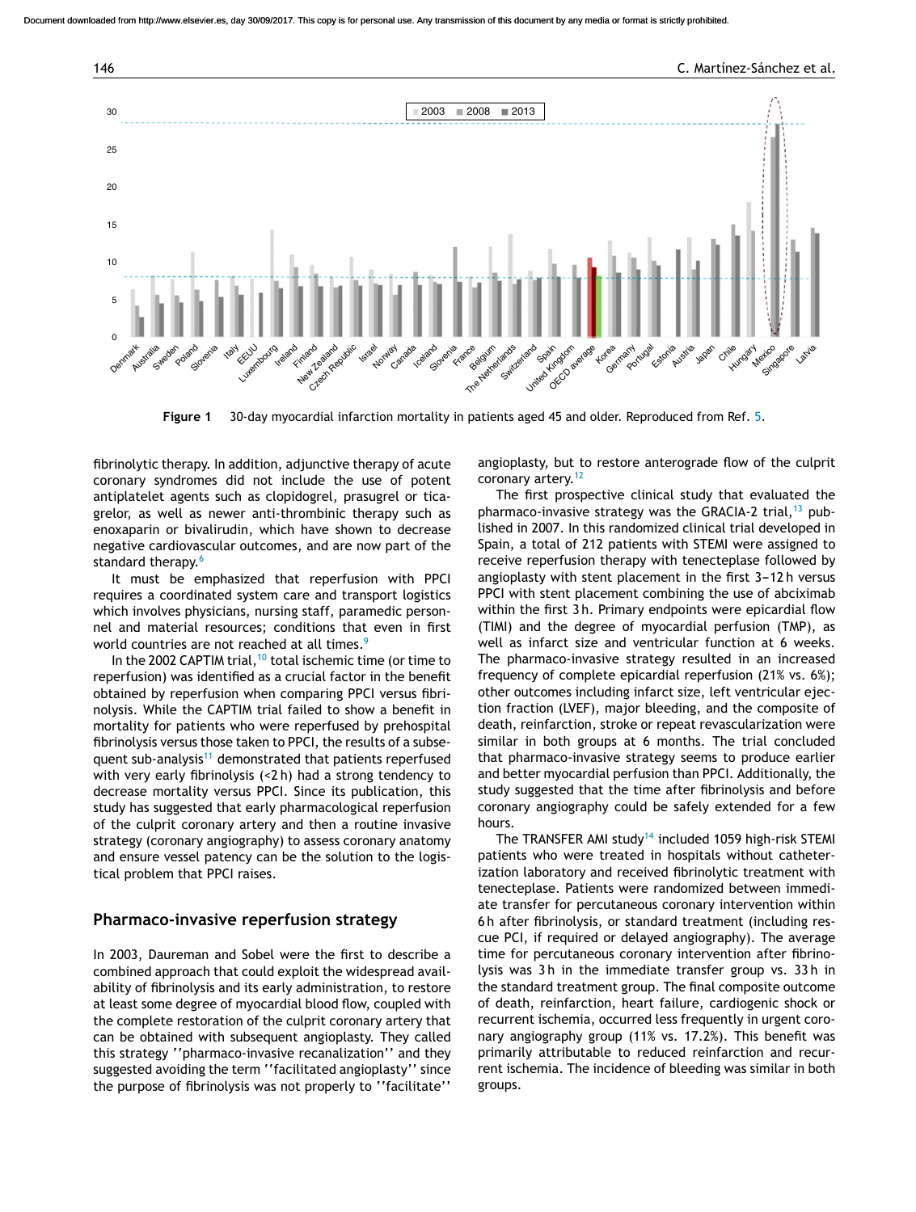**Figure 1** 30-day myocardial infarction mortality in patients aged 45 and older. Reproduced from Ref. [5].

fibrinolytic therapy. In addition, adjunctive therapy of acute coronary syndromes which did not include the use of potent antiplatelet agents such as clopidogrel, prasugrel or ticagrelor, as well as newer anti-thrombinic therapy such as enoxaparin or bivalirudin, which have shown to decrease negative cardiovascular outcomes, and are now part of the standard therapy.[6]

It must be emphasized that reperfusion with PPCI requires a coordinated system care and transport logistics which involves physicians, nursing staff, paramedic personnel and material resources; conditions that even in first world countries are not reached at all times.[9]

In the 2002 CAPTIM trial,[10] total ischemic time (or time to reperfusion) was identified as a crucial factor in the benefit obtained by reperfusion when comparing PPCI versus fibrinolysis. While the CAPTIM trial failed to show a benefit in mortality for patients who were reperfused by prehospital fibrinolysis versus those taken to PPCI, the results of a subsequent sub-analysis[11] demonstrated that patients reperfused with very early fibrinolysis (<2 h) had a strong tendency to decrease mortality versus PPCI. Since its publication, this study has suggested that early pharmacological reperfusion of the culprit coronary artery and then a routine invasive strategy (coronary angiography) to assess coronary anatomy and ensure vessel patency can be the solution to the logistical problem that PPCI raises.

## Pharmaco-invasive reperfusion strategy

In 2003, Daureman and Sobel were the first to describe a combined approach that could exploit the widespread availability of fibrinolysis and its early administration, to restore at least some degree of myocardial blood flow, coupled with the complete restoration of the culprit coronary artery that can be obtained with subsequent angioplasty. They called this strategy ''pharmaco-invasive recanalization'' and they suggested avoiding the term ''facilitated angioplasty'' since the purpose of fibrinolysis was not properly to ''facilitate'' angioplasty, but to restore anterograde flow of the culprit coronary artery.[12]

The first prospective clinical study that evaluated the pharmaco-invasive strategy was the GRACIA-2 trial,[13] published in 2007. In this randomized clinical trial developed in Spain, a total of 212 patients with STEMI were assigned to receive reperfusion therapy with tenecteplase followed by angioplasty with stent placement in the first 3–12 h versus PPCI with stent placement combining the use of abciximab within the first 3 h. Primary endpoints were epicardial flow (TIMI) and the degree of myocardial perfusion (TMP), as well as infarct size and ventricular function at 6 weeks. The pharmaco-invasive strategy resulted in an increased frequency of complete epicardial reperfusion (21% vs. 6%); other outcomes including infarct size, left ventricular ejection fraction (LVEF), major bleeding, and the composite of death, reinfarction, stroke or repeat revascularization were similar in both groups at 6 months. The trial concluded that pharmaco-invasive strategy seems to produce earlier and better myocardial perfusion than PPCI. Additionally, the study suggested that the time after fibrinolysis and before coronary angiography could be safely extended for a few hours.

The TRANSFER AMI study[14] included 1059 high-risk STEMI patients who were treated in hospitals without catheterization laboratory and received fibrinolytic treatment with tenecteplase. Patients were randomized between immediate transfer for percutaneous coronary intervention within 6 h after fibrinolysis, or standard treatment (including rescue PCI, if required or delayed angiography). The average time for percutaneous coronary intervention after fibrinolysis was 3 h in the immediate transfer group vs. 33 h in the standard treatment group. The final composite outcome of death, reinfarction, heart failure, cardiogenic shock or recurrent ischemia, occurred less frequently in urgent coronary angiography group (11% vs. 17.2%). This benefit was primarily attributable to reduced reinfarction and recurrent ischemia. The incidence of bleeding was similar in both groups.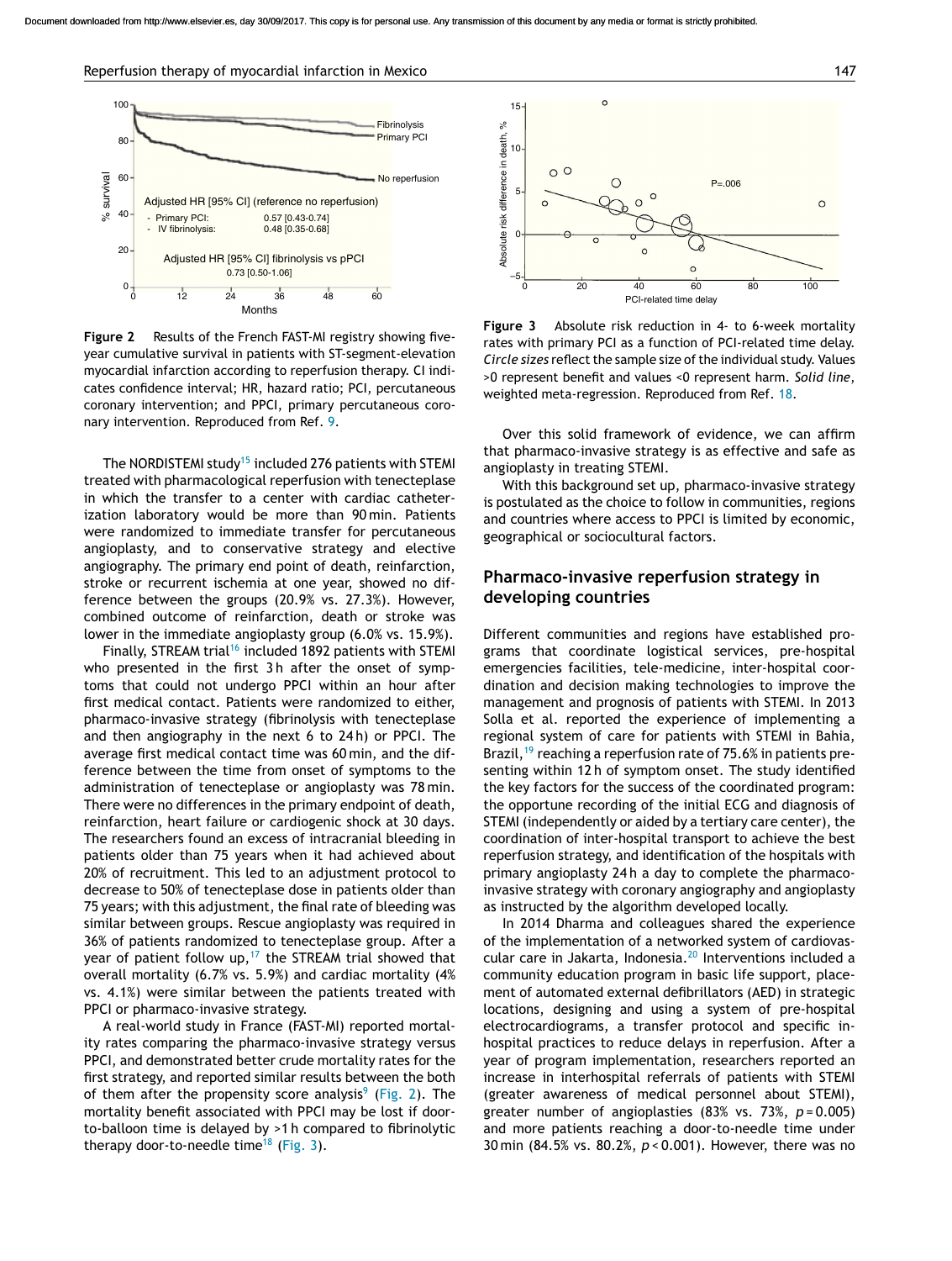**Figure 2** Results of the French FAST-MI registry showing five-year cumulative survival in patients with ST-segment-elevation myocardial infarction according to reperfusion therapy. CI indicates confidence interval; HR, hazard ratio; PCI, percutaneous coronary intervention; and PPCI, primary percutaneous coronary intervention. Reproduced from Ref. 9.

The NORDISTEMI study[15] included 276 patients with STEMI treated with pharmacological reperfusion with tenecteplase in which the transfer to a center with cardiac catheterization laboratory would be more than 90 min. Patients were randomized to immediate transfer for percutaneous angioplasty, and to conservative strategy and elective angiography. The primary end point of death, reinfarction, stroke or recurrent ischemia at one year, showed no difference between the groups (20.9% vs. 27.3%). However, combined outcome of reinfarction, death or stroke was lower in the immediate angioplasty group (6.0% vs. 15.9%).

Finally, STREAM trial[16] included 1892 patients with STEMI who presented in the first 3 h after the onset of symptoms that could not undergo PPCI within an hour after first medical contact. Patients were randomized to either, pharmaco-invasive strategy (fibrinolysis with tenecteplase and then angiography in the next 6 to 24 h) or PPCI. The average first medical contact time was 60 min, and the difference between the time from onset of symptoms to the administration of tenecteplase or angioplasty was 78 min. There were no differences in the primary endpoint of death, reinfarction, heart failure or cardiogenic shock at 30 days. The researchers found an excess of intracranial bleeding in patients older than 75 years when it had achieved about 20% of recruitment. This led to an adjustment protocol to decrease to 50% of tenecteplase dose in patients older than 75 years; with this adjustment, the final rate of bleeding was similar between groups. Rescue angioplasty was required in 36% of patients randomized to tenecteplase group. After a year of patient follow up,[17] the STREAM trial showed that overall mortality (6.7% vs. 5.9%) and cardiac mortality (4% vs. 4.1%) were similar between the patients treated with PPCI or pharmaco-invasive strategy.

A real-world study in France (FAST-MI) reported mortality rates comparing the pharmaco-invasive strategy versus PPCI, and demonstrated better crude mortality rates for the first strategy, and reported similar results between the both of them after the propensity score analysis[9] (Fig. 2). The mortality benefit associated with PPCI may be lost if door-to-balloon time is delayed by >1 h compared to fibrinolytic therapy door-to-needle time[18] (Fig. 3).

**Figure 3** Absolute risk reduction in 4- to 6-week mortality rates with primary PCI as a function of PCI-related time delay. *Circle sizes* reflect the sample size of the individual study. Values >0 represent benefit and values <0 represent harm. *Solid line*, weighted meta-regression. Reproduced from Ref. 18.

Over this solid framework of evidence, we can affirm that pharmaco-invasive strategy is as effective and safe as angioplasty in treating STEMI.

With this background set up, pharmaco-invasive strategy is postulated as the choice to follow in communities, regions and countries where access to PPCI is limited by economic, geographical or sociocultural factors.

## Pharmaco-invasive reperfusion strategy in developing countries

Different communities and regions have established programs that coordinate logistical services, pre-hospital emergencies facilities, tele-medicine, inter-hospital coordination and decision making technologies to improve the management and prognosis of patients with STEMI. In 2013 Solla et al. reported the experience of implementing a regional system of care for patients with STEMI in Bahia, Brazil,[19] reaching a reperfusion rate of 75.6% in patients presenting within 12 h of symptom onset. The study identified the key factors for the success of the coordinated program: the opportune recording of the initial ECG and diagnosis of STEMI (independently or aided by a tertiary care center), the coordination of inter-hospital transport to achieve the best reperfusion strategy, and identification of the hospitals with primary angioplasty 24 h a day to complete the pharmaco-invasive strategy with coronary angiography and angioplasty as instructed by the algorithm developed locally.

In 2014 Dharma and colleagues shared the experience of the implementation of a networked system of cardiovascular care in Jakarta, Indonesia.[20] Interventions included a community education program in basic life support, placement of automated external defibrillators (AED) in strategic locations, designing and using a system of pre-hospital electrocardiograms, a transfer protocol and specific in-hospital practices to reduce delays in reperfusion. After a year of program implementation, researchers reported an increase in interhospital referrals of patients with STEMI (greater awareness of medical personnel about STEMI), greater number of angioplasties (83% vs. 73%, $p = 0.005$) and more patients reaching a door-to-needle time under 30 min (84.5% vs. 80.2%, $p < 0.001$). However, there was no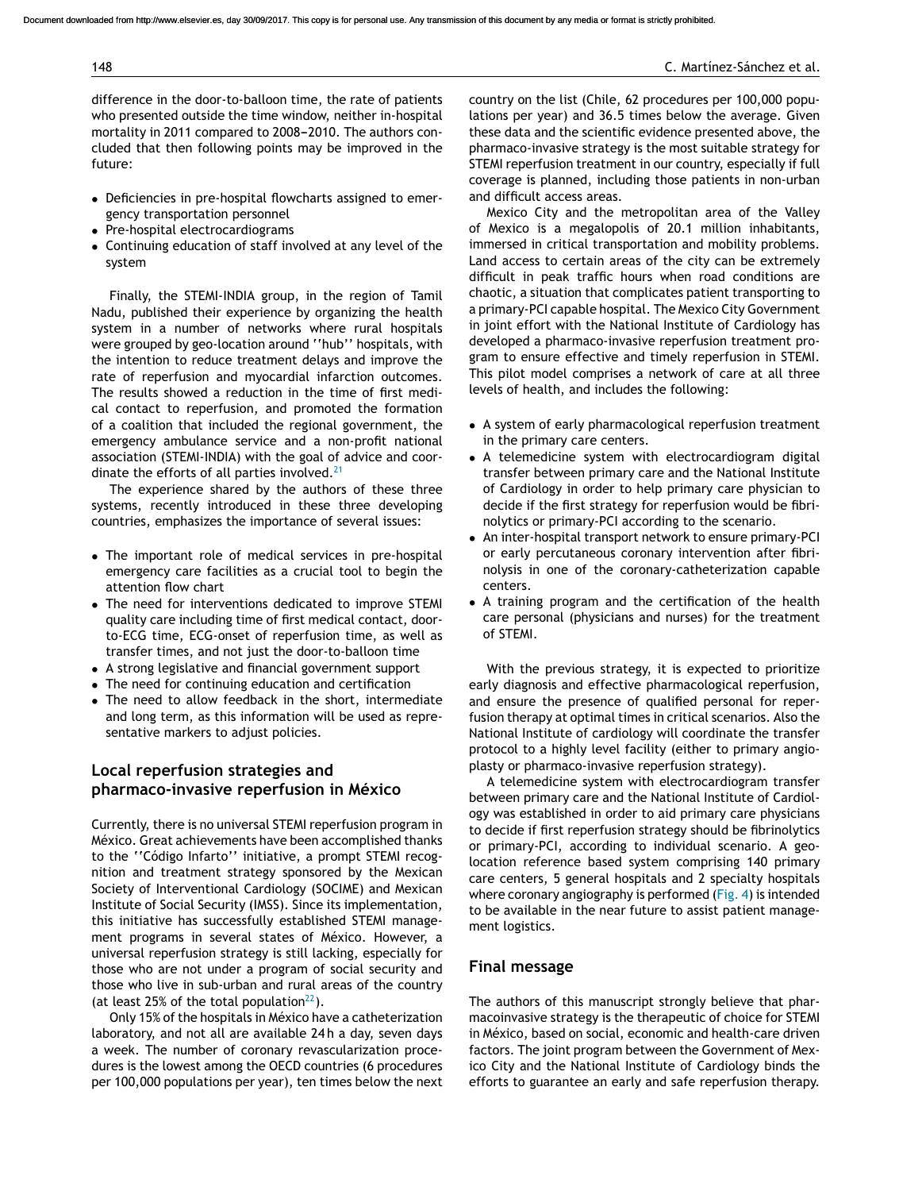difference in the door-to-balloon time, the rate of patients who presented outside the time window, neither in-hospital mortality in 2011 compared to 2008–2010. The authors concluded that then following points may be improved in the future:

- Deficiencies in pre-hospital flowcharts assigned to emergency transportation personnel
- Pre-hospital electrocardiograms
- Continuing education of staff involved at any level of the system

Finally, the STEMI-INDIA group, in the region of Tamil Nadu, published their experience by organizing the health system in a number of networks where rural hospitals were grouped by geo-location around ''hub'' hospitals, with the intention to reduce treatment delays and improve the rate of reperfusion and myocardial infarction outcomes. The results showed a reduction in the time of first medical contact to reperfusion, and promoted the formation of a coalition that included the regional government, the emergency ambulance service and a non-profit national association (STEMI-INDIA) with the goal of advice and coordinate the efforts of all parties involved.[21]

The experience shared by the authors of these three systems, recently introduced in these three developing countries, emphasizes the importance of several issues:

- The important role of medical services in pre-hospital emergency care facilities as a crucial tool to begin the attention flow chart
- The need for interventions dedicated to improve STEMI quality care including time of first medical contact, door-to-ECG time, ECG-onset of reperfusion time, as well as transfer times, and not just the door-to-balloon time
- A strong legislative and financial government support
- The need for continuing education and certification
- The need to allow feedback in the short, intermediate and long term, as this information will be used as representative markers to adjust policies.

## Local reperfusion strategies and pharmaco-invasive reperfusion in México

Currently, there is no universal STEMI reperfusion program in México. Great achievements have been accomplished thanks to the ''Código Infarto'' initiative, a prompt STEMI recognition and treatment strategy sponsored by the Mexican Society of Interventional Cardiology (SOCIME) and Mexican Institute of Social Security (IMSS). Since its implementation, this initiative has successfully established STEMI management programs in several states of México. However, a universal reperfusion strategy is still lacking, especially for those who are not under a program of social security and those who live in sub-urban and rural areas of the country (at least 25% of the total population[22]).

Only 15% of the hospitals in México have a catheterization laboratory, and not all are available 24 h a day, seven days a week. The number of coronary revascularization procedures is the lowest among the OECD countries (6 procedures per 100,000 populations per year), ten times below the next country on the list (Chile, 62 procedures per 100,000 populations per year) and 36.5 times below the average. Given these data and the scientific evidence presented above, the pharmaco-invasive strategy is the most suitable strategy for STEMI reperfusion treatment in our country, especially if full coverage is planned, including those patients in non-urban and difficult access areas.

Mexico City and the metropolitan area of the Valley of Mexico is a megalopolis of 20.1 million inhabitants, immersed in critical transportation and mobility problems. Land access to certain areas of the city can be extremely difficult in peak traffic hours when road conditions are chaotic, a situation that complicates patient transporting to a primary-PCI capable hospital. The Mexico City Government in joint effort with the National Institute of Cardiology has developed a pharmaco-invasive reperfusion treatment program to ensure effective and timely reperfusion in STEMI. This pilot model comprises a network of care at all three levels of health, and includes the following:

- A system of early pharmacological reperfusion treatment in the primary care centers.
- A telemedicine system with electrocardiogram digital transfer between primary care and the National Institute of Cardiology in order to help primary care physician to decide if the first strategy for reperfusion would be fibrinolytics or primary-PCI according to the scenario.
- An inter-hospital transport network to ensure primary-PCI or early percutaneous coronary intervention after fibrinolysis in one of the coronary-catheterization capable centers.
- A training program and the certification of the health care personal (physicians and nurses) for the treatment of STEMI.

With the previous strategy, it is expected to prioritize early diagnosis and effective pharmacological reperfusion, and ensure the presence of qualified personal for reperfusion therapy at optimal times in critical scenarios. Also the National Institute of cardiology will coordinate the transfer protocol to a highly level facility (either to primary angioplasty or pharmaco-invasive reperfusion strategy).

A telemedicine system with electrocardiogram transfer between primary care and the National Institute of Cardiology was established in order to aid primary care physicians to decide if first reperfusion strategy should be fibrinolytics or primary-PCI, according to individual scenario. A geolocation reference based system comprising 140 primary care centers, 5 general hospitals and 2 specialty hospitals where coronary angiography is performed (Fig. 4) is intended to be available in the near future to assist patient management logistics.

## Final message

The authors of this manuscript strongly believe that pharmacoinvasive strategy is the therapeutic of choice for STEMI in México, based on social, economic and health-care driven factors. The joint program between the Government of Mexico City and the National Institute of Cardiology binds the efforts to guarantee an early and safe reperfusion therapy.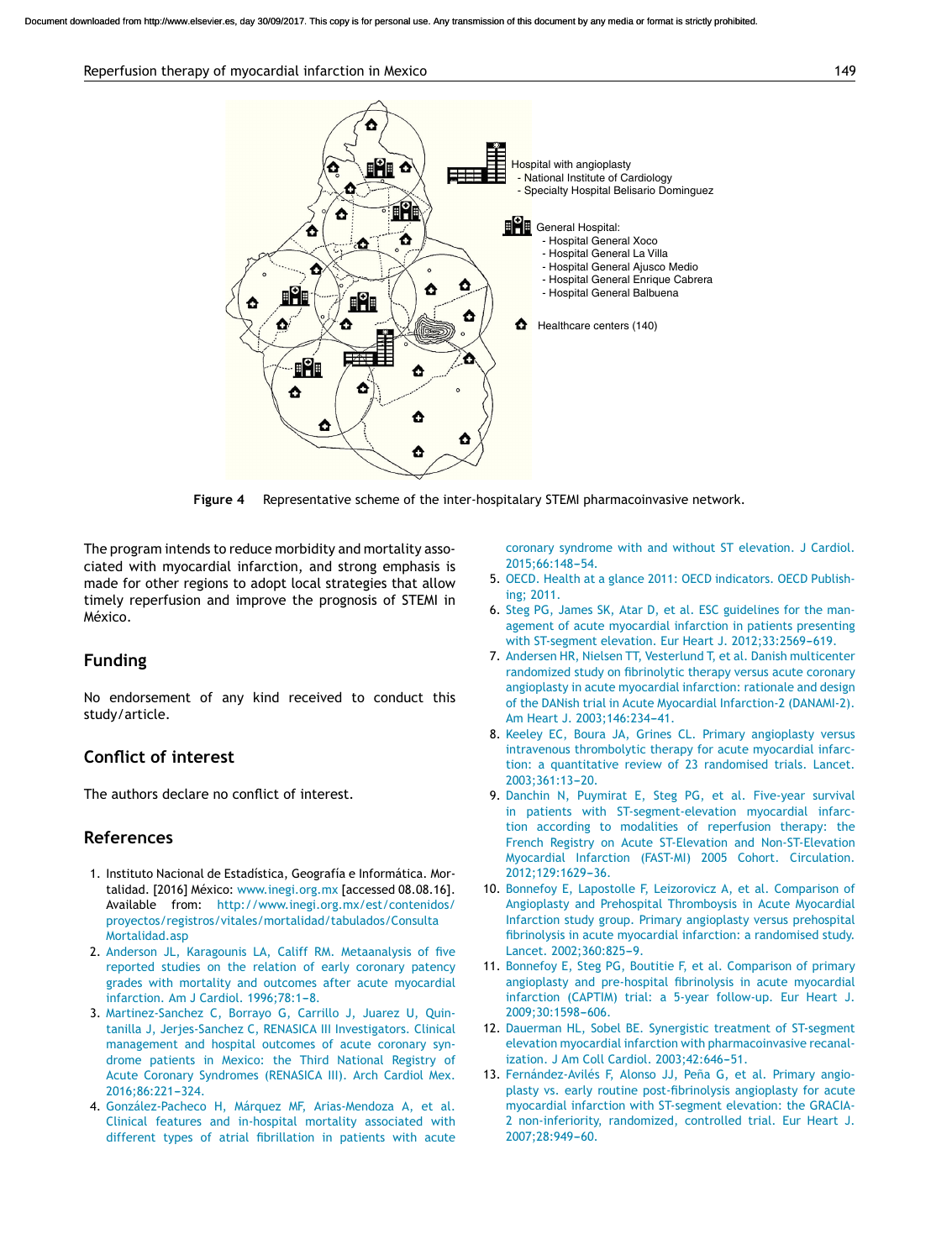Hospital with angioplasty
- National Institute of Cardiology
- Specialty Hospital Belisario Dominguez

General Hospital:
- Hospital General Xoco
- Hospital General La Villa
- Hospital General Ajusco Medio
- Hospital General Enrique Cabrera
- Hospital General Balbuena

Healthcare centers (140)

**Figure 4** Representative scheme of the inter-hospitalary STEMI pharmacoinvasive network.

The program intends to reduce morbidity and mortality associated with myocardial infarction, and strong emphasis is made for other regions to adopt local strategies that allow timely reperfusion and improve the prognosis of STEMI in México.

## Funding

No endorsement of any kind received to conduct this study/article.

## Conflict of interest

The authors declare no conflict of interest.

## References

1. Instituto Nacional de Estadística, Geografía e Informática. Mortalidad. [2016] México: www.inegi.org.mx [accessed 08.08.16]. Available from: http://www.inegi.org.mx/est/contenidos/proyectos/registros/vitales/mortalidad/tabulados/ConsultaMortalidad.asp
2. Anderson JL, Karagounis LA, Califf RM. Metaanalysis of five reported studies on the relation of early coronary patency grades with mortality and outcomes after acute myocardial infarction. Am J Cardiol. 1996;78:1–8.
3. Martinez-Sanchez C, Borrayo G, Carrillo J, Juarez U, Quintanilla J, Jerjes-Sanchez C, RENASICA III Investigators. Clinical management and hospital outcomes of acute coronary syndrome patients in Mexico: the Third National Registry of Acute Coronary Syndromes (RENASICA III). Arch Cardiol Mex. 2016;86:221–324.
4. González-Pacheco H, Márquez MF, Arias-Mendoza A, et al. Clinical features and in-hospital mortality associated with different types of atrial fibrillation in patients with acute coronary syndrome with and without ST elevation. J Cardiol. 2015;66:148–54.
5. OECD. Health at a glance 2011: OECD indicators. OECD Publishing; 2011.
6. Steg PG, James SK, Atar D, et al. ESC guidelines for the management of acute myocardial infarction in patients presenting with ST-segment elevation. Eur Heart J. 2012;33:2569–619.
7. Andersen HR, Nielsen TT, Vesterlund T, et al. Danish multicenter randomized study on fibrinolytic therapy versus acute coronary angioplasty in acute myocardial infarction: rationale and design of the DANish trial in Acute Myocardial Infarction-2 (DANAMI-2). Am Heart J. 2003;146:234–41.
8. Keeley EC, Boura JA, Grines CL. Primary angioplasty versus intravenous thrombolytic therapy for acute myocardial infarction: a quantitative review of 23 randomised trials. Lancet. 2003;361:13–20.
9. Danchin N, Puymirat E, Steg PG, et al. Five-year survival in patients with ST-segment-elevation myocardial infarction according to modalities of reperfusion therapy: the French Registry on Acute ST-Elevation and Non-ST-Elevation Myocardial Infarction (FAST-MI) 2005 Cohort. Circulation. 2012;129:1629–36.
10. Bonnefoy E, Lapostolle F, Leizorovicz A, et al. Comparison of Angioplasty and Prehospital Thromboysis in Acute Myocardial Infarction study group. Primary angioplasty versus prehospital fibrinolysis in acute myocardial infarction: a randomised study. Lancet. 2002;360:825–9.
11. Bonnefoy E, Steg PG, Boutitie F, et al. Comparison of primary angioplasty and pre-hospital fibrinolysis in acute myocardial infarction (CAPTIM) trial: a 5-year follow-up. Eur Heart J. 2009;30:1598–606.
12. Dauerman HL, Sobel BE. Synergistic treatment of ST-segment elevation myocardial infarction with pharmacoinvasive recanalization. J Am Coll Cardiol. 2003;42:646–51.
13. Fernández-Avilés F, Alonso JJ, Peña G, et al. Primary angioplasty vs. early routine post-fibrinolysis angioplasty for acute myocardial infarction with ST-segment elevation: the GRACIA-2 non-inferiority, randomized, controlled trial. Eur Heart J. 2007;28:949–60.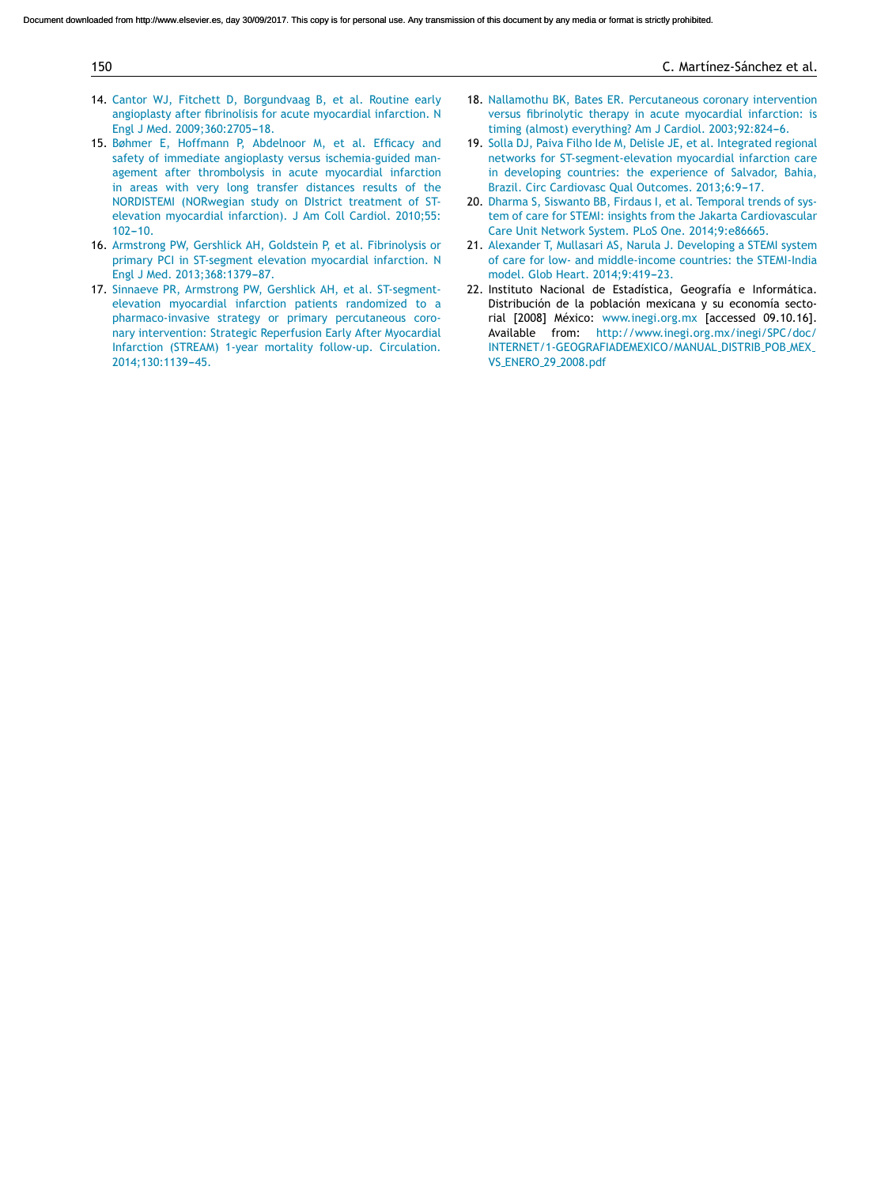14. Cantor WJ, Fitchett D, Borgundvaag B, et al. Routine early angioplasty after fibrinolisis for acute myocardial infarction. N Engl J Med. 2009;360:2705–18.
15. Bøhmer E, Hoffmann P, Abdelnoor M, et al. Efficacy and safety of immediate angioplasty versus ischemia-guided management after thrombolysis in acute myocardial infarction in areas with very long transfer distances results of the NORDISTEMI (NORwegian study on DIstrict treatment of ST-elevation myocardial infarction). J Am Coll Cardiol. 2010;55:102–10.
16. Armstrong PW, Gershlick AH, Goldstein P, et al. Fibrinolysis or primary PCI in ST-segment elevation myocardial infarction. N Engl J Med. 2013;368:1379–87.
17. Sinnaeve PR, Armstrong PW, Gershlick AH, et al. ST-segment-elevation myocardial infarction patients randomized to a pharmaco-invasive strategy or primary percutaneous coronary intervention: Strategic Reperfusion Early After Myocardial Infarction (STREAM) 1-year mortality follow-up. Circulation. 2014;130:1139–45.
18. Nallamothu BK, Bates ER. Percutaneous coronary intervention versus fibrinolytic therapy in acute myocardial infarction: is timing (almost) everything? Am J Cardiol. 2003;92:824–6.
19. Solla DJ, Paiva Filho Ide M, Delisle JE, et al. Integrated regional networks for ST-segment-elevation myocardial infarction care in developing countries: the experience of Salvador, Bahia, Brazil. Circ Cardiovasc Qual Outcomes. 2013;6:9–17.
20. Dharma S, Siswanto BB, Firdaus I, et al. Temporal trends of system of care for STEMI: insights from the Jakarta Cardiovascular Care Unit Network System. PLoS One. 2014;9:e86665.
21. Alexander T, Mullasari AS, Narula J. Developing a STEMI system of care for low- and middle-income countries: the STEMI-India model. Glob Heart. 2014;9:419–23.
22. Instituto Nacional de Estadística, Geografía e Informática. Distribución de la población mexicana y su economía sectorial [2008] México: www.inegi.org.mx [accessed 09.10.16]. Available from: http://www.inegi.org.mx/inegi/SPC/doc/INTERNET/1-GEOGRAFIADEMEXICO/MANUAL_DISTRIB_POB_MEX_VS_ENERO_29_2008.pdf